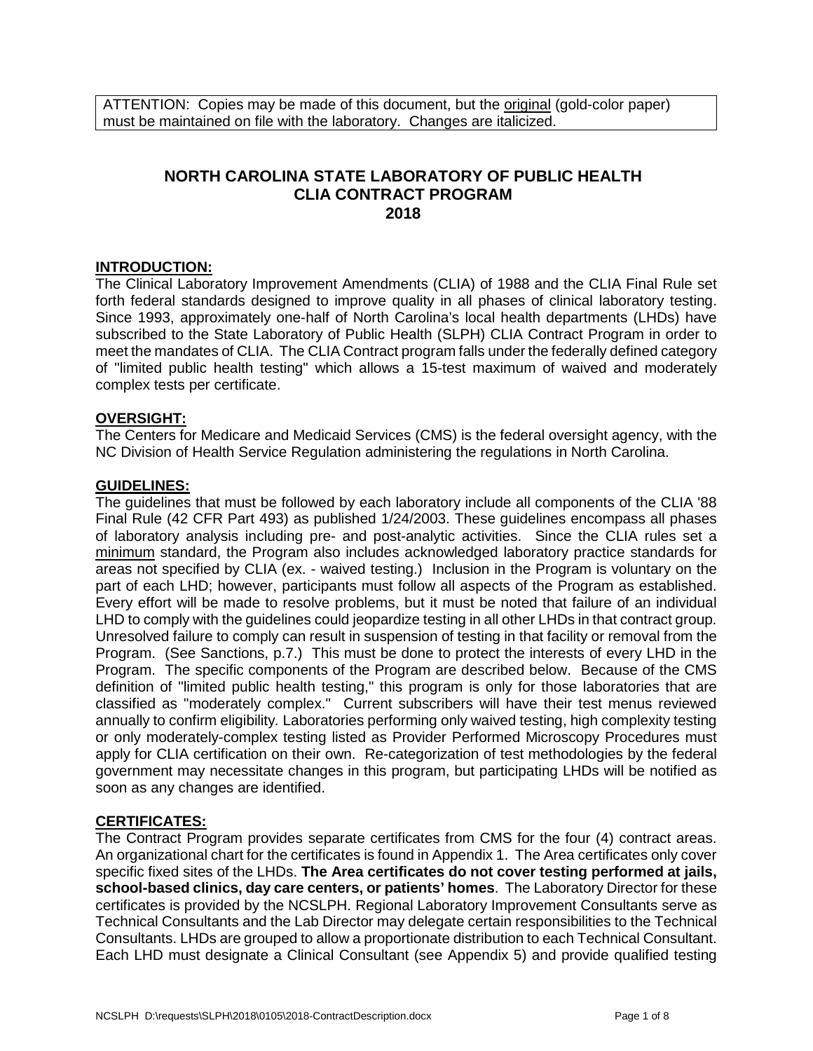ATTENTION: Copies may be made of this document, but the original (gold-color paper) must be maintained on file with the laboratory. Changes are italicized.

# NORTH CAROLINA STATE LABORATORY OF PUBLIC HEALTH CLIA CONTRACT PROGRAM 2018

## INTRODUCTION:

The Clinical Laboratory Improvement Amendments (CLIA) of 1988 and the CLIA Final Rule set forth federal standards designed to improve quality in all phases of clinical laboratory testing. Since 1993, approximately one-half of North Carolina's local health departments (LHDs) have subscribed to the State Laboratory of Public Health (SLPH) CLIA Contract Program in order to meet the mandates of CLIA. The CLIA Contract program falls under the federally defined category of "limited public health testing" which allows a 15-test maximum of waived and moderately complex tests per certificate.

## OVERSIGHT:

The Centers for Medicare and Medicaid Services (CMS) is the federal oversight agency, with the NC Division of Health Service Regulation administering the regulations in North Carolina.

## GUIDELINES:

The guidelines that must be followed by each laboratory include all components of the CLIA '88 Final Rule (42 CFR Part 493) as published 1/24/2003. These guidelines encompass all phases of laboratory analysis including pre- and post-analytic activities. Since the CLIA rules set a minimum standard, the Program also includes acknowledged laboratory practice standards for areas not specified by CLIA (ex. - waived testing.) Inclusion in the Program is voluntary on the part of each LHD; however, participants must follow all aspects of the Program as established. Every effort will be made to resolve problems, but it must be noted that failure of an individual LHD to comply with the guidelines could jeopardize testing in all other LHDs in that contract group. Unresolved failure to comply can result in suspension of testing in that facility or removal from the Program. (See Sanctions, p.7.) This must be done to protect the interests of every LHD in the Program. The specific components of the Program are described below. Because of the CMS definition of "limited public health testing," this program is only for those laboratories that are classified as "moderately complex." Current subscribers will have their test menus reviewed annually to confirm eligibility. Laboratories performing only waived testing, high complexity testing or only moderately-complex testing listed as Provider Performed Microscopy Procedures must apply for CLIA certification on their own. Re-categorization of test methodologies by the federal government may necessitate changes in this program, but participating LHDs will be notified as soon as any changes are identified.

## CERTIFICATES:

The Contract Program provides separate certificates from CMS for the four (4) contract areas. An organizational chart for the certificates is found in Appendix 1. The Area certificates only cover specific fixed sites of the LHDs. **The Area certificates do not cover testing performed at jails, school-based clinics, day care centers, or patients' homes**. The Laboratory Director for these certificates is provided by the NCSLPH. Regional Laboratory Improvement Consultants serve as Technical Consultants and the Lab Director may delegate certain responsibilities to the Technical Consultants. LHDs are grouped to allow a proportionate distribution to each Technical Consultant. Each LHD must designate a Clinical Consultant (see Appendix 5) and provide qualified testing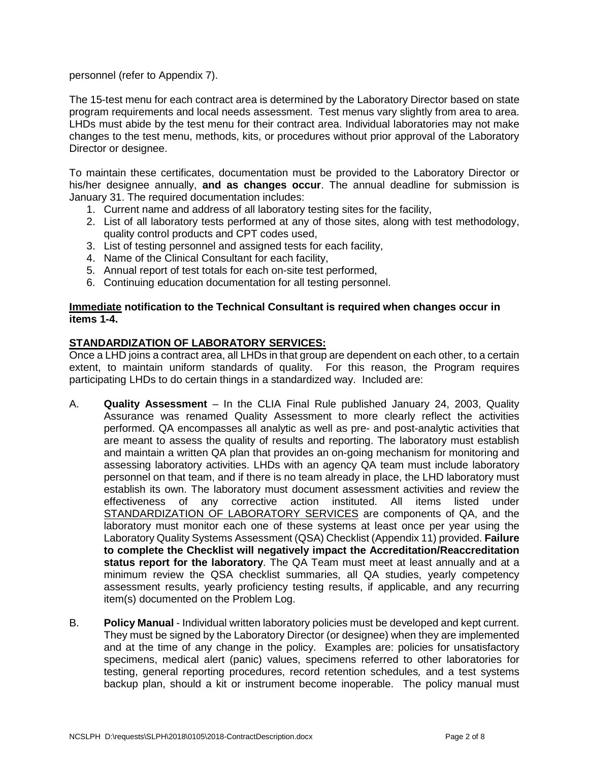personnel (refer to Appendix 7).

The 15-test menu for each contract area is determined by the Laboratory Director based on state program requirements and local needs assessment. Test menus vary slightly from area to area. LHDs must abide by the test menu for their contract area. Individual laboratories may not make changes to the test menu, methods, kits, or procedures without prior approval of the Laboratory Director or designee.

To maintain these certificates, documentation must be provided to the Laboratory Director or his/her designee annually, **and as changes occur**. The annual deadline for submission is January 31. The required documentation includes:

1. Current name and address of all laboratory testing sites for the facility,
2. List of all laboratory tests performed at any of those sites, along with test methodology, quality control products and CPT codes used,
3. List of testing personnel and assigned tests for each facility,
4. Name of the Clinical Consultant for each facility,
5. Annual report of test totals for each on-site test performed,
6. Continuing education documentation for all testing personnel.

**<u>Immediate</u> notification to the Technical Consultant is required when changes occur in items 1-4.**

**<u>STANDARDIZATION OF LABORATORY SERVICES:</u>**

Once a LHD joins a contract area, all LHDs in that group are dependent on each other, to a certain extent, to maintain uniform standards of quality. For this reason, the Program requires participating LHDs to do certain things in a standardized way. Included are:

A. **Quality Assessment** – In the CLIA Final Rule published January 24, 2003, Quality Assurance was renamed Quality Assessment to more clearly reflect the activities performed. QA encompasses all analytic as well as pre- and post-analytic activities that are meant to assess the quality of results and reporting. The laboratory must establish and maintain a written QA plan that provides an on-going mechanism for monitoring and assessing laboratory activities. LHDs with an agency QA team must include laboratory personnel on that team, and if there is no team already in place, the LHD laboratory must establish its own. The laboratory must document assessment activities and review the effectiveness of any corrective action instituted. All items listed under <u>STANDARDIZATION OF LABORATORY SERVICES</u> are components of QA, and the laboratory must monitor each one of these systems at least once per year using the Laboratory Quality Systems Assessment (QSA) Checklist (Appendix 11) provided. **Failure to complete the Checklist will negatively impact the Accreditation/Reaccreditation status report for the laboratory**. The QA Team must meet at least annually and at a minimum review the QSA checklist summaries, all QA studies, yearly competency assessment results, yearly proficiency testing results, if applicable, and any recurring item(s) documented on the Problem Log.

B. **Policy Manual** - Individual written laboratory policies must be developed and kept current. They must be signed by the Laboratory Director (or designee) when they are implemented and at the time of any change in the policy. Examples are: policies for unsatisfactory specimens, medical alert (panic) values, specimens referred to other laboratories for testing, general reporting procedures, record retention schedules, and a test systems backup plan, should a kit or instrument become inoperable. The policy manual must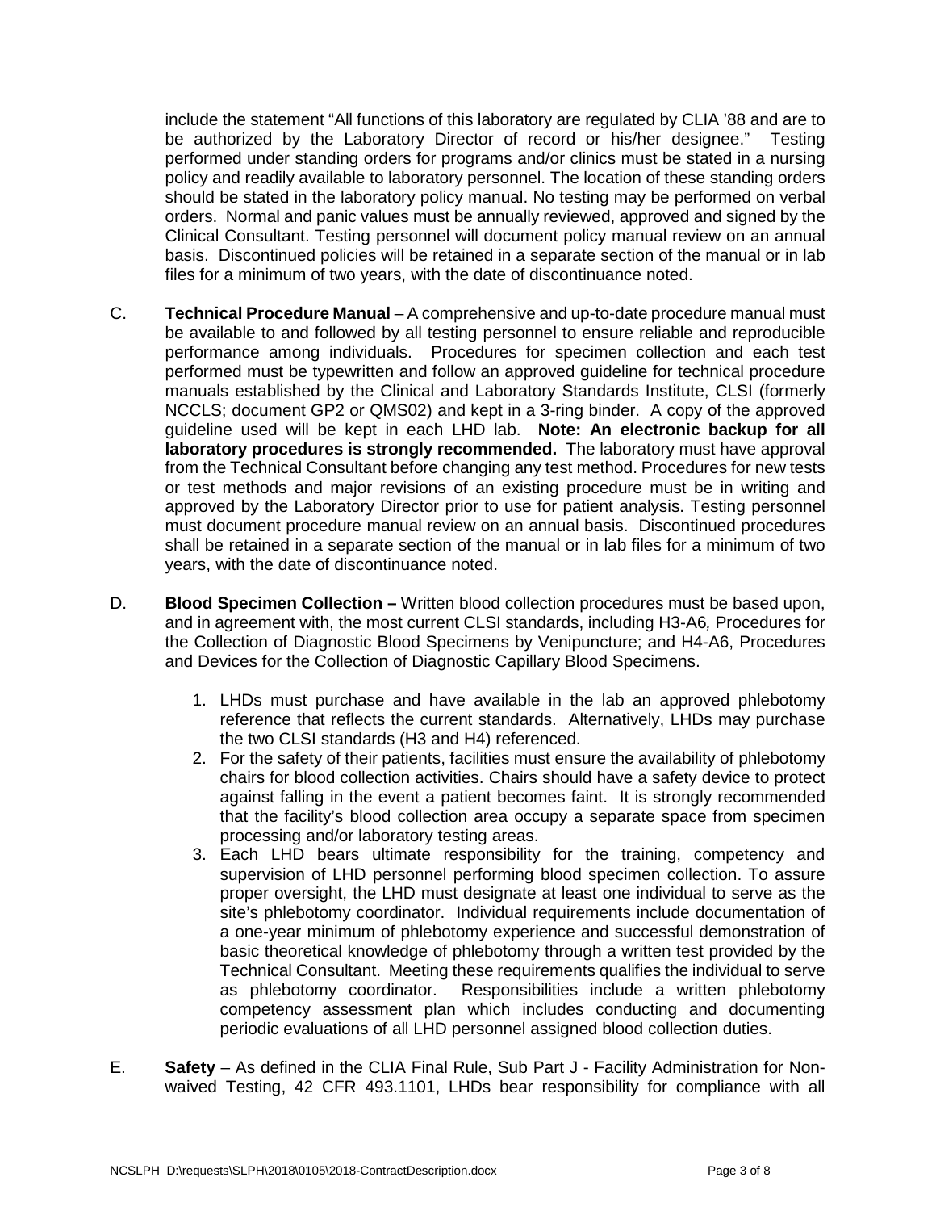include the statement "All functions of this laboratory are regulated by CLIA '88 and are to be authorized by the Laboratory Director of record or his/her designee." Testing performed under standing orders for programs and/or clinics must be stated in a nursing policy and readily available to laboratory personnel. The location of these standing orders should be stated in the laboratory policy manual. No testing may be performed on verbal orders. Normal and panic values must be annually reviewed, approved and signed by the Clinical Consultant. Testing personnel will document policy manual review on an annual basis. Discontinued policies will be retained in a separate section of the manual or in lab files for a minimum of two years, with the date of discontinuance noted.

C. **Technical Procedure Manual** – A comprehensive and up-to-date procedure manual must be available to and followed by all testing personnel to ensure reliable and reproducible performance among individuals. Procedures for specimen collection and each test performed must be typewritten and follow an approved guideline for technical procedure manuals established by the Clinical and Laboratory Standards Institute, CLSI (formerly NCCLS; document GP2 or QMS02) and kept in a 3-ring binder. A copy of the approved guideline used will be kept in each LHD lab. **Note: An electronic backup for all laboratory procedures is strongly recommended.** The laboratory must have approval from the Technical Consultant before changing any test method. Procedures for new tests or test methods and major revisions of an existing procedure must be in writing and approved by the Laboratory Director prior to use for patient analysis. Testing personnel must document procedure manual review on an annual basis. Discontinued procedures shall be retained in a separate section of the manual or in lab files for a minimum of two years, with the date of discontinuance noted.

D. **Blood Specimen Collection –** Written blood collection procedures must be based upon, and in agreement with, the most current CLSI standards, including H3-A6*,* Procedures for the Collection of Diagnostic Blood Specimens by Venipuncture; and H4-A6, Procedures and Devices for the Collection of Diagnostic Capillary Blood Specimens.

1. LHDs must purchase and have available in the lab an approved phlebotomy reference that reflects the current standards. Alternatively, LHDs may purchase the two CLSI standards (H3 and H4) referenced.
2. For the safety of their patients, facilities must ensure the availability of phlebotomy chairs for blood collection activities. Chairs should have a safety device to protect against falling in the event a patient becomes faint. It is strongly recommended that the facility's blood collection area occupy a separate space from specimen processing and/or laboratory testing areas.
3. Each LHD bears ultimate responsibility for the training, competency and supervision of LHD personnel performing blood specimen collection. To assure proper oversight, the LHD must designate at least one individual to serve as the site's phlebotomy coordinator. Individual requirements include documentation of a one-year minimum of phlebotomy experience and successful demonstration of basic theoretical knowledge of phlebotomy through a written test provided by the Technical Consultant. Meeting these requirements qualifies the individual to serve as phlebotomy coordinator. Responsibilities include a written phlebotomy competency assessment plan which includes conducting and documenting periodic evaluations of all LHD personnel assigned blood collection duties.

E. **Safety** – As defined in the CLIA Final Rule, Sub Part J - Facility Administration for Non-waived Testing, 42 CFR 493.1101, LHDs bear responsibility for compliance with all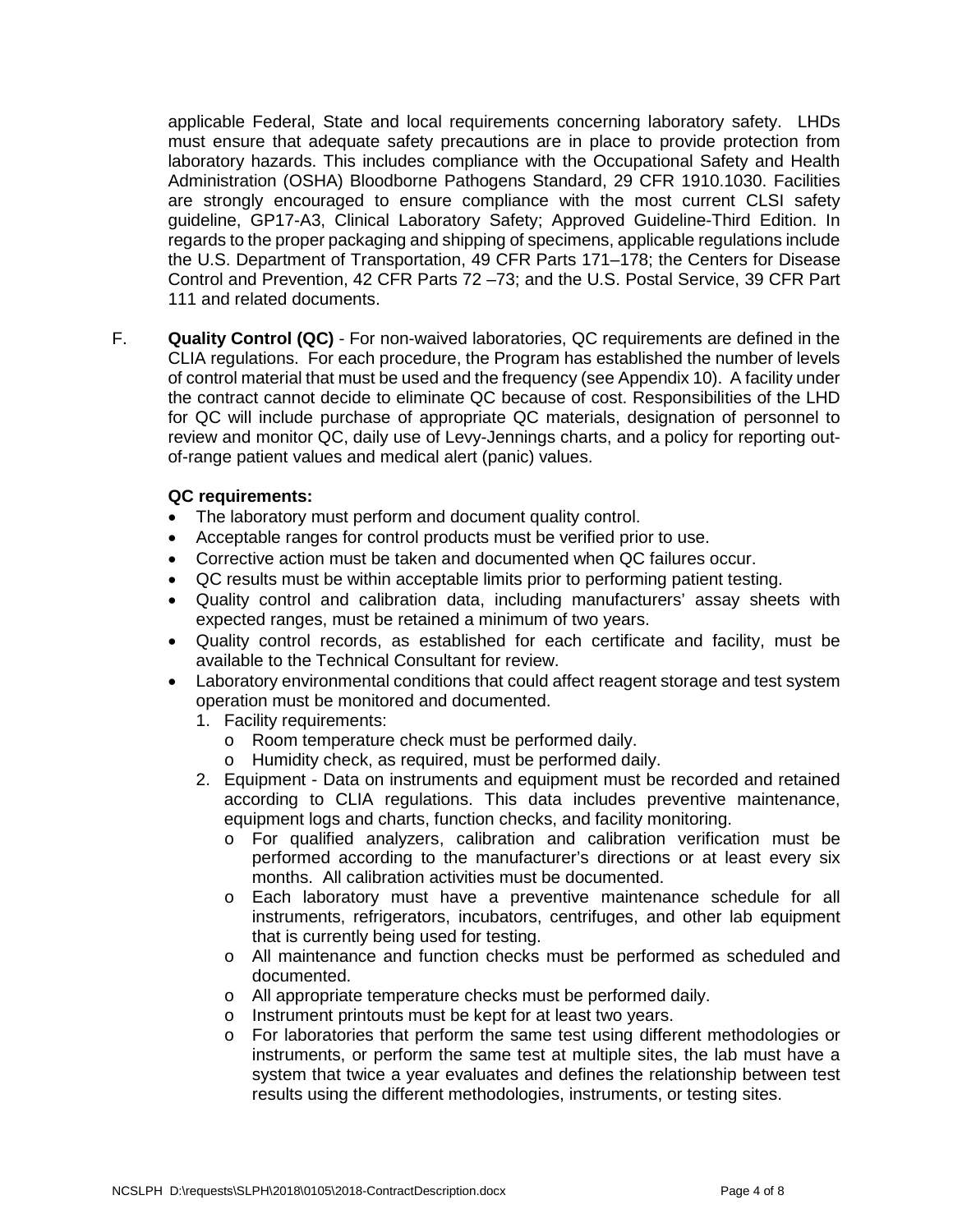applicable Federal, State and local requirements concerning laboratory safety. LHDs must ensure that adequate safety precautions are in place to provide protection from laboratory hazards. This includes compliance with the Occupational Safety and Health Administration (OSHA) Bloodborne Pathogens Standard, 29 CFR 1910.1030. Facilities are strongly encouraged to ensure compliance with the most current CLSI safety guideline, GP17-A3, Clinical Laboratory Safety; Approved Guideline-Third Edition. In regards to the proper packaging and shipping of specimens, applicable regulations include the U.S. Department of Transportation, 49 CFR Parts 171–178; the Centers for Disease Control and Prevention, 42 CFR Parts 72 –73; and the U.S. Postal Service, 39 CFR Part 111 and related documents.

F. **Quality Control (QC)** - For non-waived laboratories, QC requirements are defined in the CLIA regulations. For each procedure, the Program has established the number of levels of control material that must be used and the frequency (see Appendix 10). A facility under the contract cannot decide to eliminate QC because of cost. Responsibilities of the LHD for QC will include purchase of appropriate QC materials, designation of personnel to review and monitor QC, daily use of Levy-Jennings charts, and a policy for reporting out-of-range patient values and medical alert (panic) values.

**QC requirements:**

- The laboratory must perform and document quality control.
- Acceptable ranges for control products must be verified prior to use.
- Corrective action must be taken and documented when QC failures occur.
- QC results must be within acceptable limits prior to performing patient testing.
- Quality control and calibration data, including manufacturers' assay sheets with expected ranges, must be retained a minimum of two years.
- Quality control records, as established for each certificate and facility, must be available to the Technical Consultant for review.
- Laboratory environmental conditions that could affect reagent storage and test system operation must be monitored and documented.
  1. Facility requirements:
     - Room temperature check must be performed daily.
     - Humidity check, as required, must be performed daily.
  2. Equipment - Data on instruments and equipment must be recorded and retained according to CLIA regulations. This data includes preventive maintenance, equipment logs and charts, function checks, and facility monitoring.
     - For qualified analyzers, calibration and calibration verification must be performed according to the manufacturer's directions or at least every six months. All calibration activities must be documented.
     - Each laboratory must have a preventive maintenance schedule for all instruments, refrigerators, incubators, centrifuges, and other lab equipment that is currently being used for testing.
     - All maintenance and function checks must be performed as scheduled and documented.
     - All appropriate temperature checks must be performed daily.
     - Instrument printouts must be kept for at least two years.
     - For laboratories that perform the same test using different methodologies or instruments, or perform the same test at multiple sites, the lab must have a system that twice a year evaluates and defines the relationship between test results using the different methodologies, instruments, or testing sites.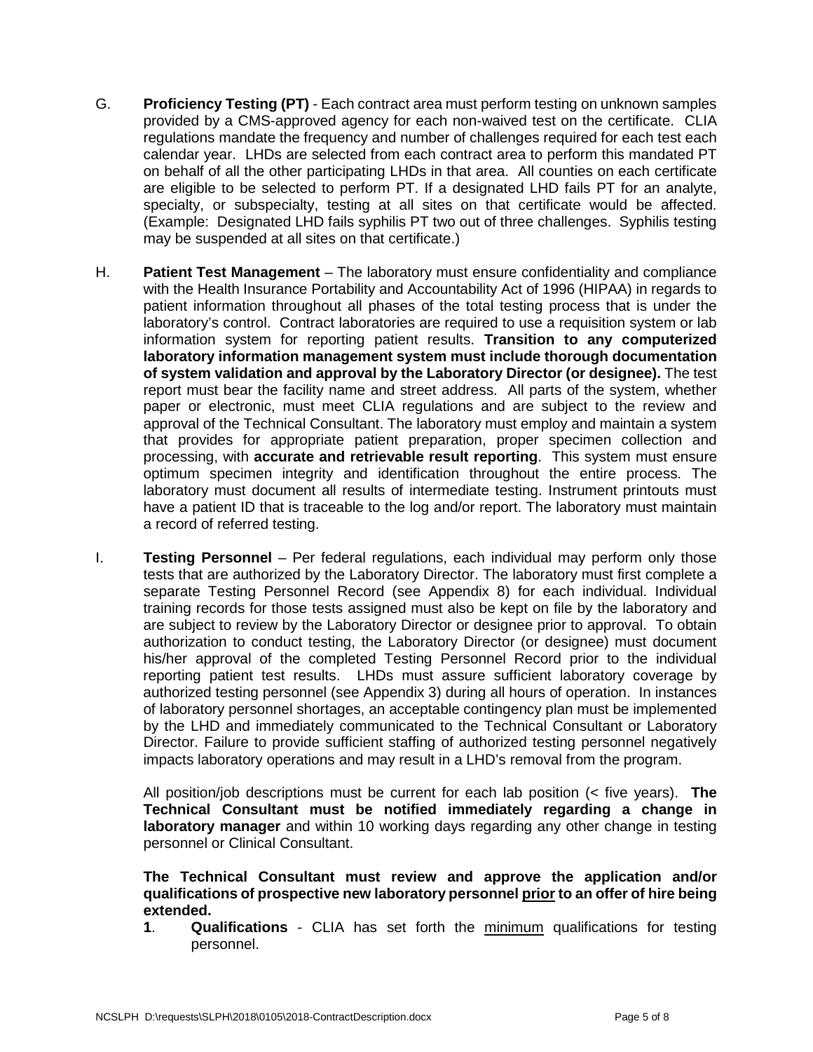G. **Proficiency Testing (PT)** - Each contract area must perform testing on unknown samples provided by a CMS-approved agency for each non-waived test on the certificate. CLIA regulations mandate the frequency and number of challenges required for each test each calendar year. LHDs are selected from each contract area to perform this mandated PT on behalf of all the other participating LHDs in that area. All counties on each certificate are eligible to be selected to perform PT. If a designated LHD fails PT for an analyte, specialty, or subspecialty, testing at all sites on that certificate would be affected. (Example: Designated LHD fails syphilis PT two out of three challenges. Syphilis testing may be suspended at all sites on that certificate.)

H. **Patient Test Management** – The laboratory must ensure confidentiality and compliance with the Health Insurance Portability and Accountability Act of 1996 (HIPAA) in regards to patient information throughout all phases of the total testing process that is under the laboratory's control. Contract laboratories are required to use a requisition system or lab information system for reporting patient results. **Transition to any computerized laboratory information management system must include thorough documentation of system validation and approval by the Laboratory Director (or designee).** The test report must bear the facility name and street address. All parts of the system, whether paper or electronic, must meet CLIA regulations and are subject to the review and approval of the Technical Consultant. The laboratory must employ and maintain a system that provides for appropriate patient preparation, proper specimen collection and processing, with **accurate and retrievable result reporting**. This system must ensure optimum specimen integrity and identification throughout the entire process. The laboratory must document all results of intermediate testing. Instrument printouts must have a patient ID that is traceable to the log and/or report. The laboratory must maintain a record of referred testing.

I. **Testing Personnel** – Per federal regulations, each individual may perform only those tests that are authorized by the Laboratory Director. The laboratory must first complete a separate Testing Personnel Record (see Appendix 8) for each individual. Individual training records for those tests assigned must also be kept on file by the laboratory and are subject to review by the Laboratory Director or designee prior to approval. To obtain authorization to conduct testing, the Laboratory Director (or designee) must document his/her approval of the completed Testing Personnel Record prior to the individual reporting patient test results. LHDs must assure sufficient laboratory coverage by authorized testing personnel (see Appendix 3) during all hours of operation. In instances of laboratory personnel shortages, an acceptable contingency plan must be implemented by the LHD and immediately communicated to the Technical Consultant or Laboratory Director. Failure to provide sufficient staffing of authorized testing personnel negatively impacts laboratory operations and may result in a LHD's removal from the program.

All position/job descriptions must be current for each lab position (< five years). **The Technical Consultant must be notified immediately regarding a change in laboratory manager** and within 10 working days regarding any other change in testing personnel or Clinical Consultant.

**The Technical Consultant must review and approve the application and/or qualifications of prospective new laboratory personnel prior to an offer of hire being extended.**

1. **Qualifications** - CLIA has set forth the minimum qualifications for testing personnel.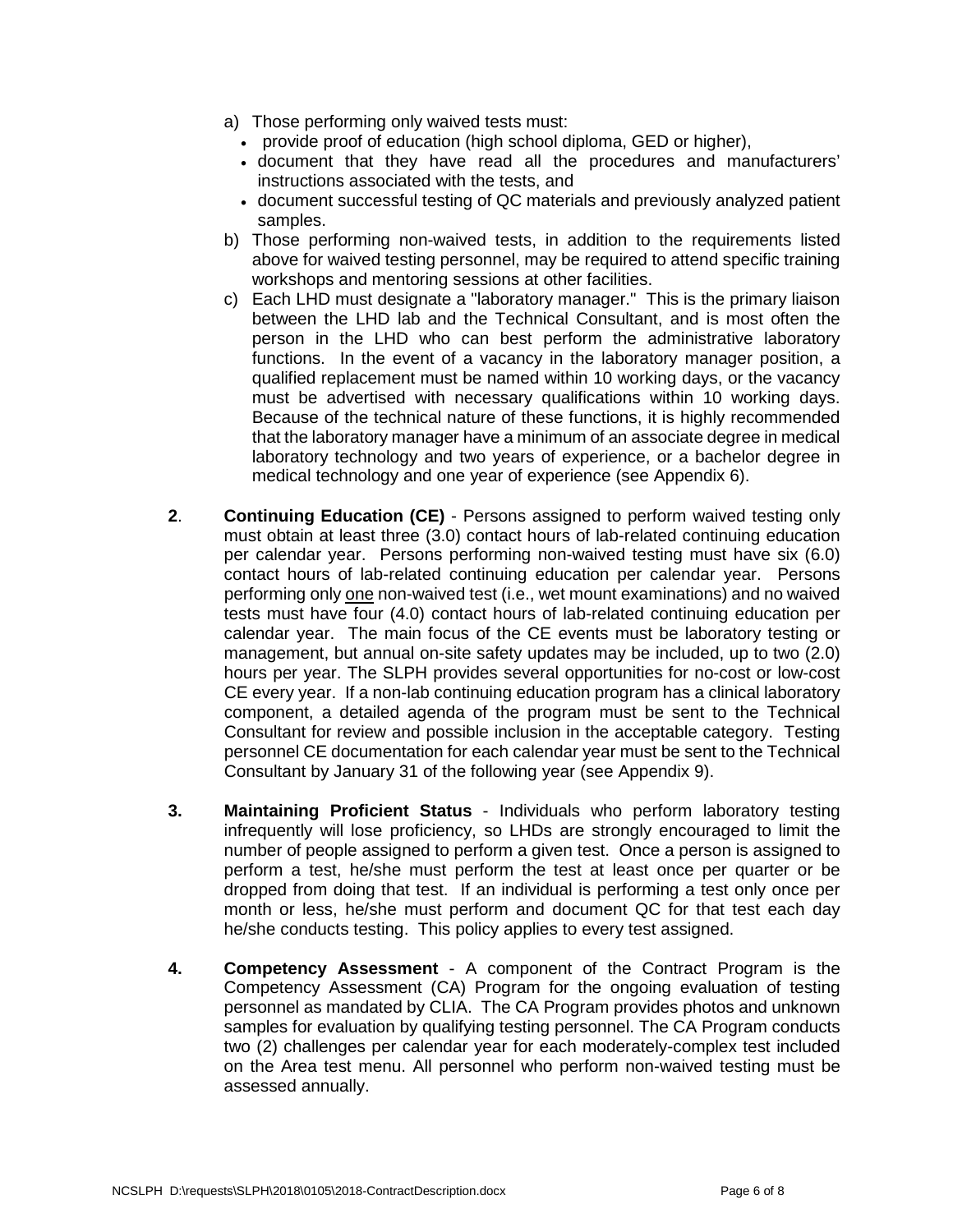a) Those performing only waived tests must:
   - provide proof of education (high school diploma, GED or higher),
   - document that they have read all the procedures and manufacturers' instructions associated with the tests, and
   - document successful testing of QC materials and previously analyzed patient samples.

b) Those performing non-waived tests, in addition to the requirements listed above for waived testing personnel, may be required to attend specific training workshops and mentoring sessions at other facilities.

c) Each LHD must designate a "laboratory manager." This is the primary liaison between the LHD lab and the Technical Consultant, and is most often the person in the LHD who can best perform the administrative laboratory functions. In the event of a vacancy in the laboratory manager position, a qualified replacement must be named within 10 working days, or the vacancy must be advertised with necessary qualifications within 10 working days. Because of the technical nature of these functions, it is highly recommended that the laboratory manager have a minimum of an associate degree in medical laboratory technology and two years of experience, or a bachelor degree in medical technology and one year of experience (see Appendix 6).

**2**. **Continuing Education (CE)** - Persons assigned to perform waived testing only must obtain at least three (3.0) contact hours of lab-related continuing education per calendar year. Persons performing non-waived testing must have six (6.0) contact hours of lab-related continuing education per calendar year. Persons performing only <u>one</u> non-waived test (i.e., wet mount examinations) and no waived tests must have four (4.0) contact hours of lab-related continuing education per calendar year. The main focus of the CE events must be laboratory testing or management, but annual on-site safety updates may be included, up to two (2.0) hours per year. The SLPH provides several opportunities for no-cost or low-cost CE every year. If a non-lab continuing education program has a clinical laboratory component, a detailed agenda of the program must be sent to the Technical Consultant for review and possible inclusion in the acceptable category. Testing personnel CE documentation for each calendar year must be sent to the Technical Consultant by January 31 of the following year (see Appendix 9).

**3.** **Maintaining Proficient Status** - Individuals who perform laboratory testing infrequently will lose proficiency, so LHDs are strongly encouraged to limit the number of people assigned to perform a given test. Once a person is assigned to perform a test, he/she must perform the test at least once per quarter or be dropped from doing that test. If an individual is performing a test only once per month or less, he/she must perform and document QC for that test each day he/she conducts testing. This policy applies to every test assigned.

**4.** **Competency Assessment** - A component of the Contract Program is the Competency Assessment (CA) Program for the ongoing evaluation of testing personnel as mandated by CLIA. The CA Program provides photos and unknown samples for evaluation by qualifying testing personnel. The CA Program conducts two (2) challenges per calendar year for each moderately-complex test included on the Area test menu. All personnel who perform non-waived testing must be assessed annually.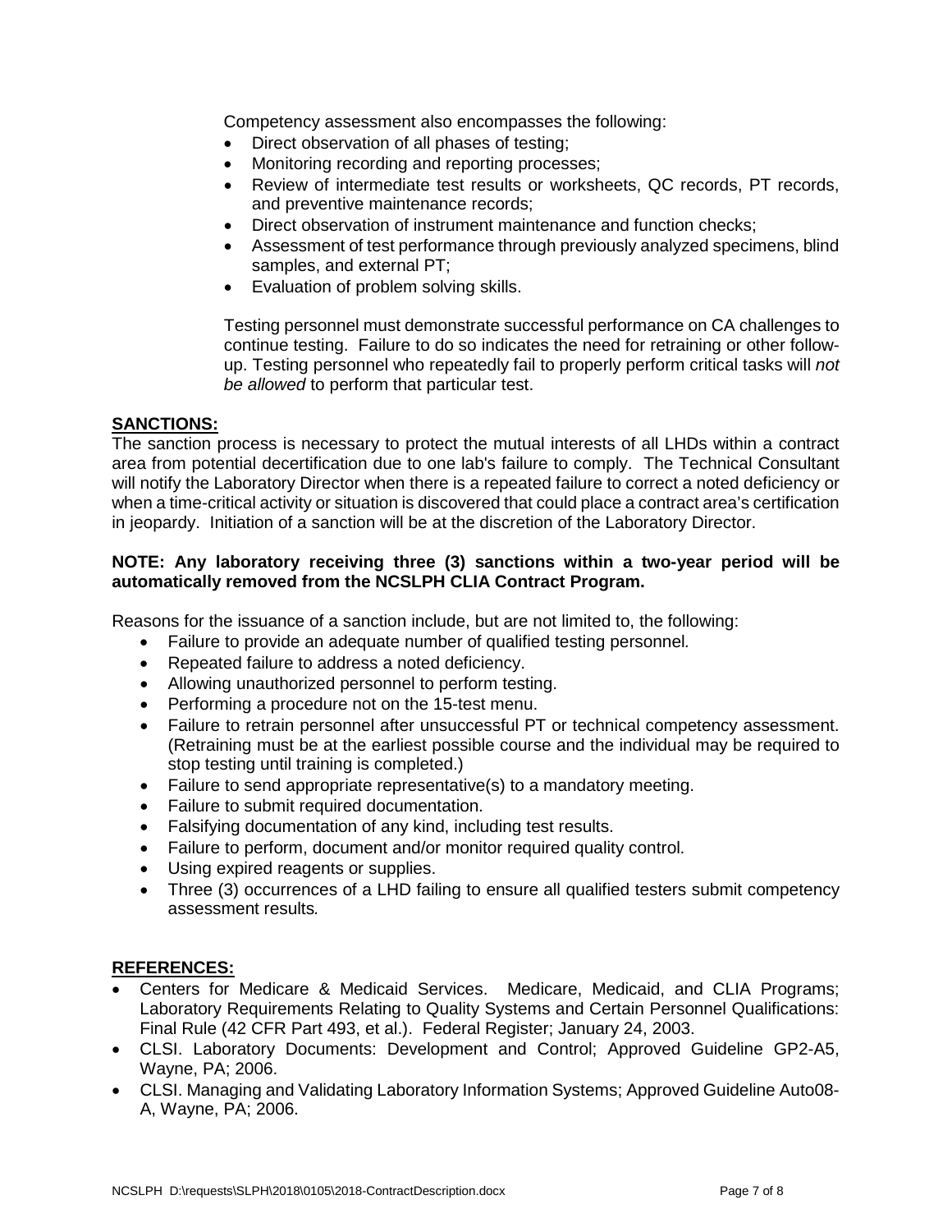Competency assessment also encompasses the following:

- Direct observation of all phases of testing;
- Monitoring recording and reporting processes;
- Review of intermediate test results or worksheets, QC records, PT records, and preventive maintenance records;
- Direct observation of instrument maintenance and function checks;
- Assessment of test performance through previously analyzed specimens, blind samples, and external PT;
- Evaluation of problem solving skills.

Testing personnel must demonstrate successful performance on CA challenges to continue testing. Failure to do so indicates the need for retraining or other follow-up. Testing personnel who repeatedly fail to properly perform critical tasks will *not be allowed* to perform that particular test.

## SANCTIONS:

The sanction process is necessary to protect the mutual interests of all LHDs within a contract area from potential decertification due to one lab's failure to comply. The Technical Consultant will notify the Laboratory Director when there is a repeated failure to correct a noted deficiency or when a time-critical activity or situation is discovered that could place a contract area's certification in jeopardy. Initiation of a sanction will be at the discretion of the Laboratory Director.

**NOTE: Any laboratory receiving three (3) sanctions within a two-year period will be automatically removed from the NCSLPH CLIA Contract Program.**

Reasons for the issuance of a sanction include, but are not limited to, the following:

- Failure to provide an adequate number of qualified testing personnel.
- Repeated failure to address a noted deficiency.
- Allowing unauthorized personnel to perform testing.
- Performing a procedure not on the 15-test menu.
- Failure to retrain personnel after unsuccessful PT or technical competency assessment. (Retraining must be at the earliest possible course and the individual may be required to stop testing until training is completed.)
- Failure to send appropriate representative(s) to a mandatory meeting.
- Failure to submit required documentation.
- Falsifying documentation of any kind, including test results.
- Failure to perform, document and/or monitor required quality control.
- Using expired reagents or supplies.
- Three (3) occurrences of a LHD failing to ensure all qualified testers submit competency assessment results.

## REFERENCES:

- Centers for Medicare & Medicaid Services. Medicare, Medicaid, and CLIA Programs; Laboratory Requirements Relating to Quality Systems and Certain Personnel Qualifications: Final Rule (42 CFR Part 493, et al.). Federal Register; January 24, 2003.
- CLSI. Laboratory Documents: Development and Control; Approved Guideline GP2-A5, Wayne, PA; 2006.
- CLSI. Managing and Validating Laboratory Information Systems; Approved Guideline Auto08-A, Wayne, PA; 2006.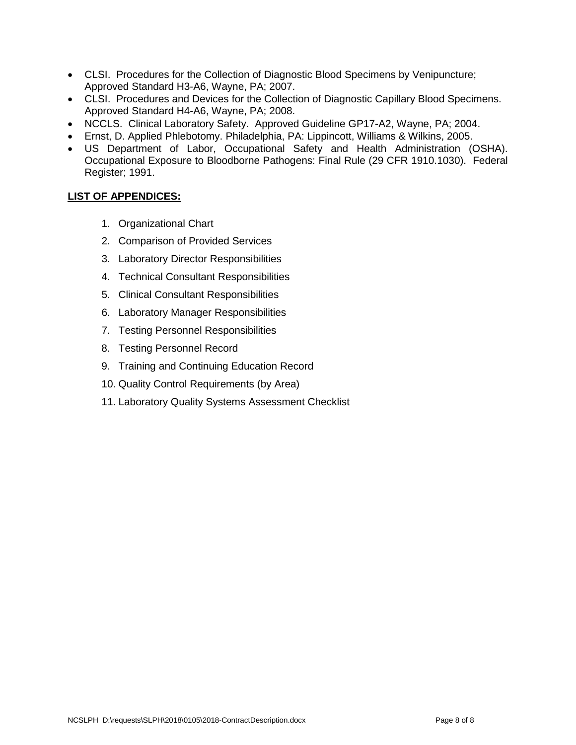- CLSI. Procedures for the Collection of Diagnostic Blood Specimens by Venipuncture; Approved Standard H3-A6, Wayne, PA; 2007.
- CLSI. Procedures and Devices for the Collection of Diagnostic Capillary Blood Specimens. Approved Standard H4-A6, Wayne, PA; 2008.
- NCCLS. Clinical Laboratory Safety. Approved Guideline GP17-A2, Wayne, PA; 2004.
- Ernst, D. Applied Phlebotomy. Philadelphia, PA: Lippincott, Williams & Wilkins, 2005.
- US Department of Labor, Occupational Safety and Health Administration (OSHA). Occupational Exposure to Bloodborne Pathogens: Final Rule (29 CFR 1910.1030). Federal Register; 1991.

**LIST OF APPENDICES:**

1. Organizational Chart
2. Comparison of Provided Services
3. Laboratory Director Responsibilities
4. Technical Consultant Responsibilities
5. Clinical Consultant Responsibilities
6. Laboratory Manager Responsibilities
7. Testing Personnel Responsibilities
8. Testing Personnel Record
9. Training and Continuing Education Record
10. Quality Control Requirements (by Area)
11. Laboratory Quality Systems Assessment Checklist